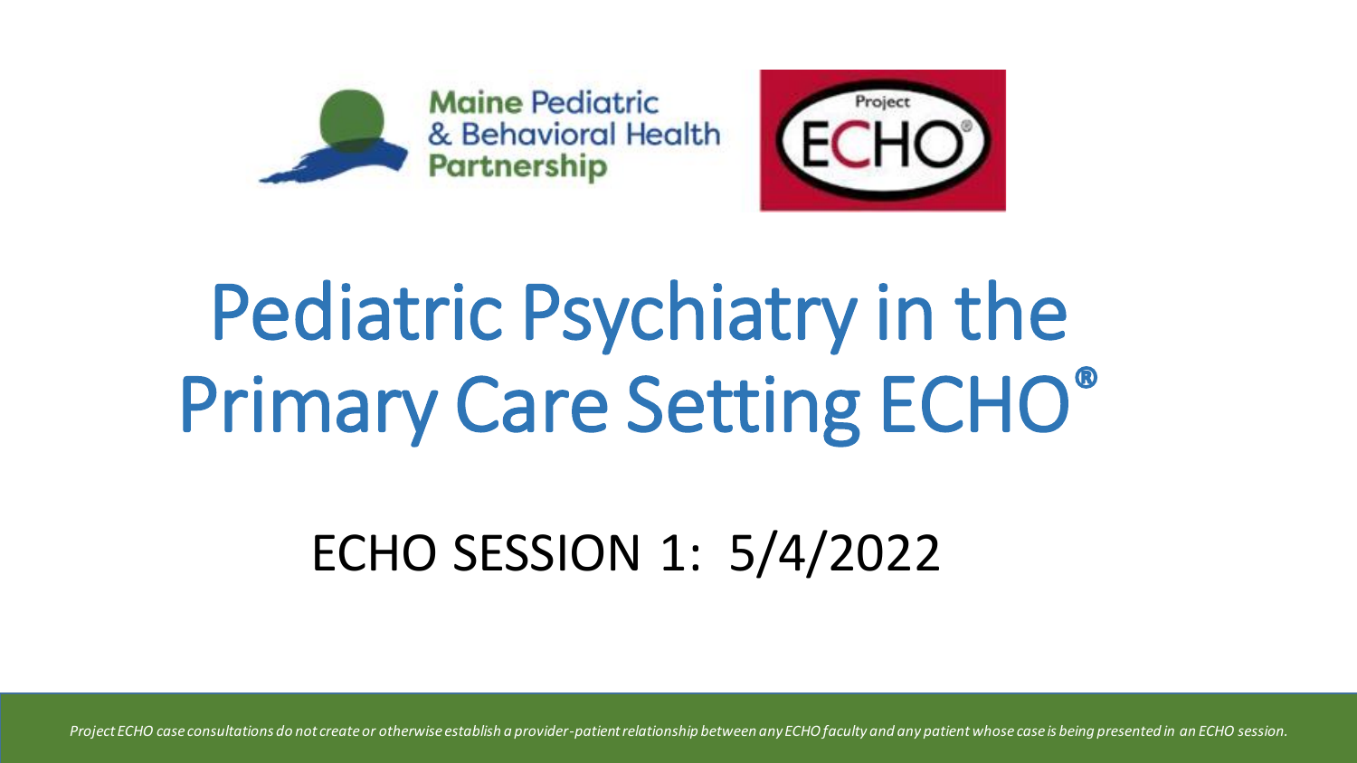Maine Pediatric & Behavioral Health Partnership

Project ECHO®

# Pediatric Psychiatry in the Primary Care Setting ECHO®

## ECHO SESSION 1: 5/4/2022

*Project ECHO case consultations do not create or otherwise establish a provider-patient relationship between any ECHO faculty and any patient whose case is being presented in an ECHO session.*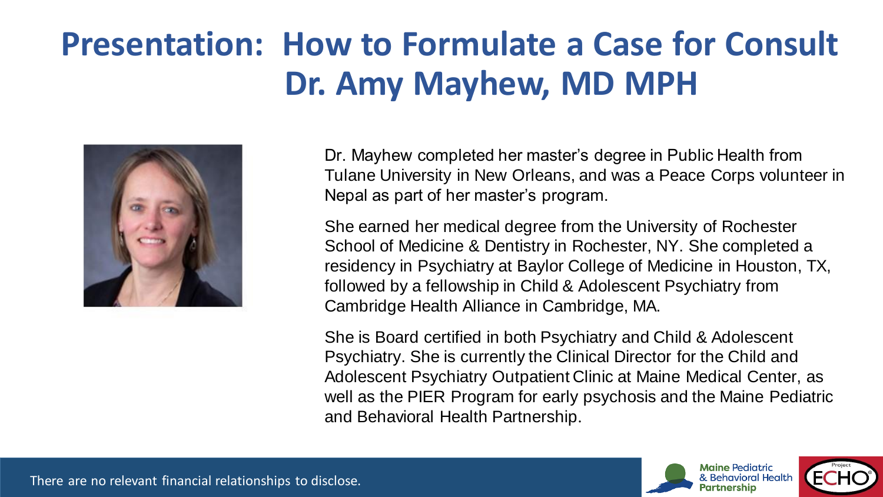# Presentation: How to Formulate a Case for Consult Dr. Amy Mayhew, MD MPH

Dr. Mayhew completed her master's degree in Public Health from Tulane University in New Orleans, and was a Peace Corps volunteer in Nepal as part of her master's program.

She earned her medical degree from the University of Rochester School of Medicine & Dentistry in Rochester, NY. She completed a residency in Psychiatry at Baylor College of Medicine in Houston, TX, followed by a fellowship in Child & Adolescent Psychiatry from Cambridge Health Alliance in Cambridge, MA.

She is Board certified in both Psychiatry and Child & Adolescent Psychiatry. She is currently the Clinical Director for the Child and Adolescent Psychiatry Outpatient Clinic at Maine Medical Center, as well as the PIER Program for early psychosis and the Maine Pediatric and Behavioral Health Partnership.

There are no relevant financial relationships to disclose.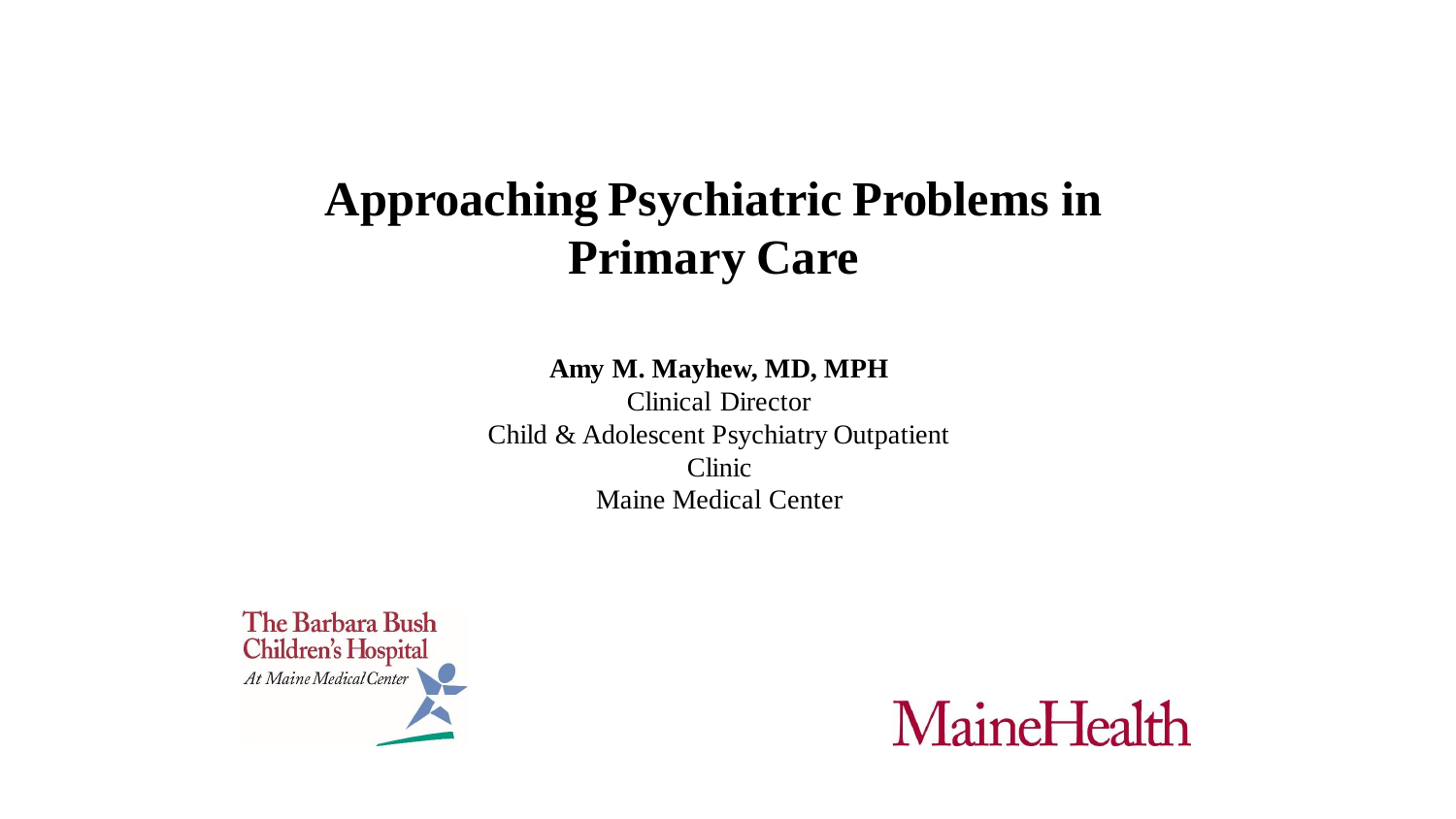# Approaching Psychiatric Problems in Primary Care

**Amy M. Mayhew, MD, MPH**
Clinical Director
Child & Adolescent Psychiatry Outpatient Clinic
Maine Medical Center

The Barbara Bush Children's Hospital
*At Maine Medical Center*

MaineHealth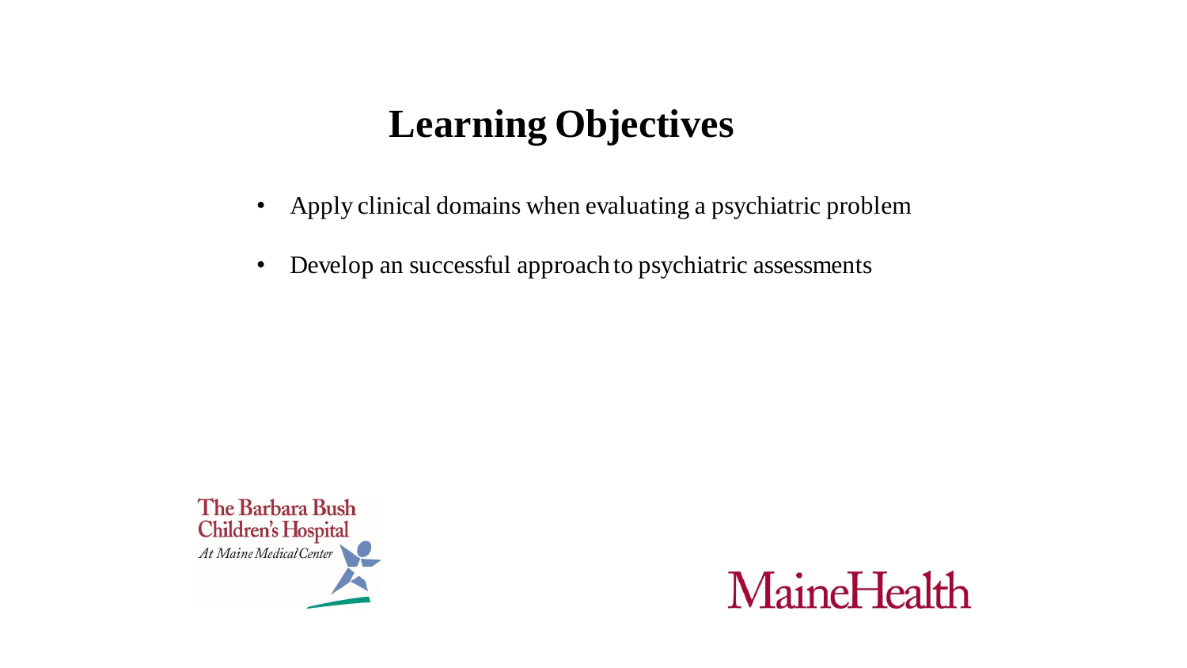# Learning Objectives

- Apply clinical domains when evaluating a psychiatric problem
- Develop an successful approach to psychiatric assessments

The Barbara Bush Children's Hospital
*At Maine Medical Center*

MaineHealth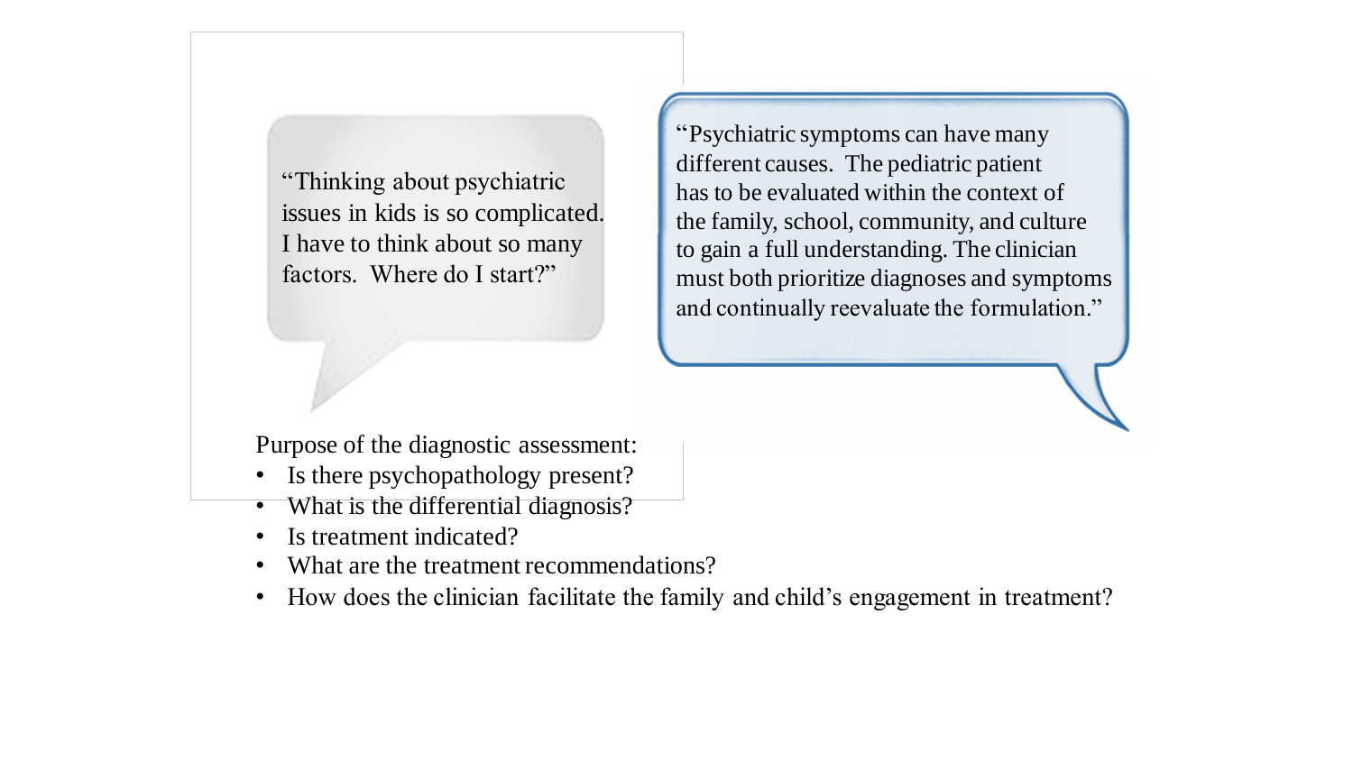“Thinking about psychiatric issues in kids is so complicated. I have to think about so many factors. Where do I start?”

“Psychiatric symptoms can have many different causes. The pediatric patient has to be evaluated within the context of the family, school, community, and culture to gain a full understanding. The clinician must both prioritize diagnoses and symptoms and continually reevaluate the formulation.”

Purpose of the diagnostic assessment:

- Is there psychopathology present?
- What is the differential diagnosis?
- Is treatment indicated?
- What are the treatment recommendations?
- How does the clinician facilitate the family and child’s engagement in treatment?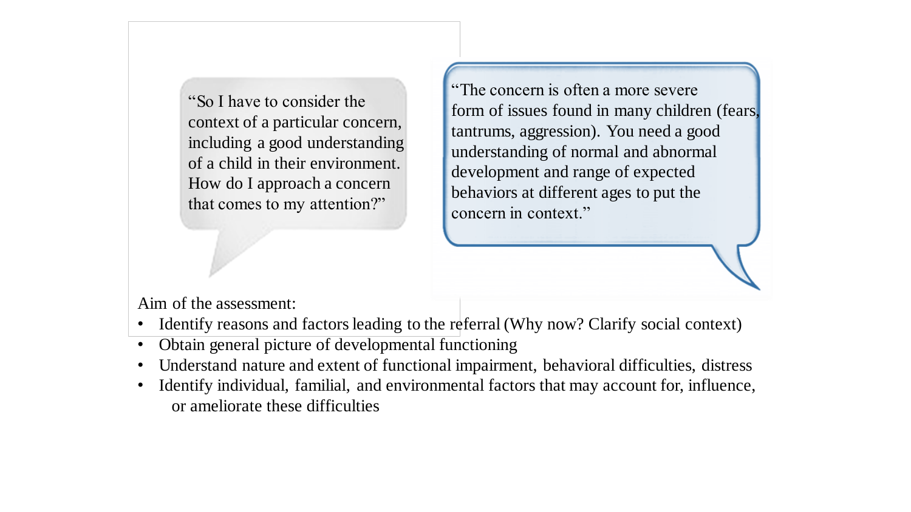“So I have to consider the context of a particular concern, including a good understanding of a child in their environment. How do I approach a concern that comes to my attention?”

“The concern is often a more severe form of issues found in many children (fears, tantrums, aggression). You need a good understanding of normal and abnormal development and range of expected behaviors at different ages to put the concern in context.”

Aim of the assessment:

- Identify reasons and factors leading to the referral (Why now? Clarify social context)
- Obtain general picture of developmental functioning
- Understand nature and extent of functional impairment, behavioral difficulties, distress
- Identify individual, familial, and environmental factors that may account for, influence, or ameliorate these difficulties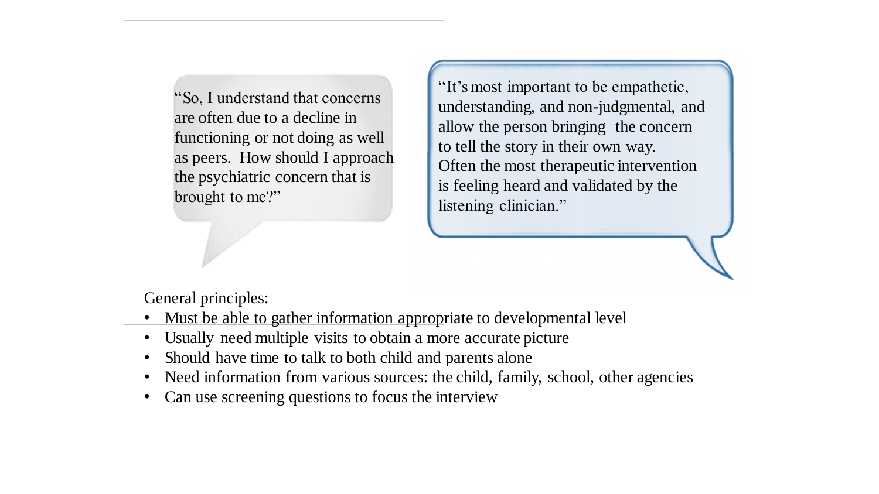"So, I understand that concerns are often due to a decline in functioning or not doing as well as peers. How should I approach the psychiatric concern that is brought to me?"

"It's most important to be empathetic, understanding, and non-judgmental, and allow the person bringing the concern to tell the story in their own way. Often the most therapeutic intervention is feeling heard and validated by the listening clinician."

General principles:

- Must be able to gather information appropriate to developmental level
- Usually need multiple visits to obtain a more accurate picture
- Should have time to talk to both child and parents alone
- Need information from various sources: the child, family, school, other agencies
- Can use screening questions to focus the interview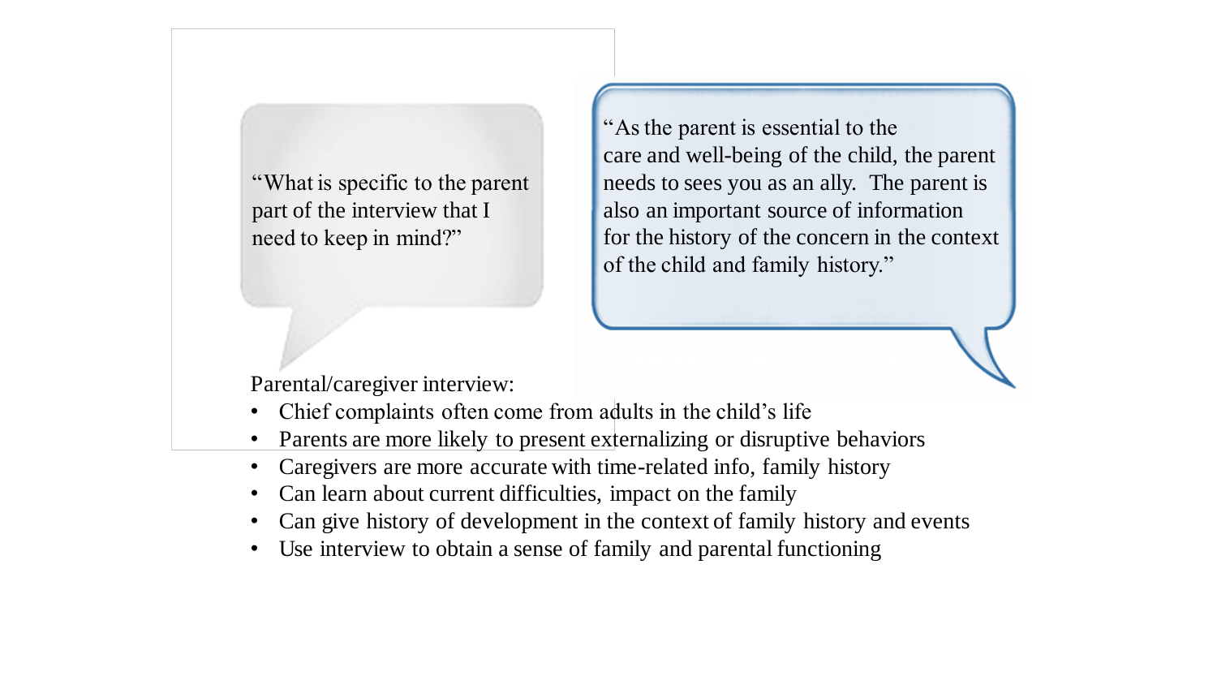"What is specific to the parent part of the interview that I need to keep in mind?"

"As the parent is essential to the care and well-being of the child, the parent needs to sees you as an ally. The parent is also an important source of information for the history of the concern in the context of the child and family history."

Parental/caregiver interview:

- Chief complaints often come from adults in the child's life
- Parents are more likely to present externalizing or disruptive behaviors
- Caregivers are more accurate with time-related info, family history
- Can learn about current difficulties, impact on the family
- Can give history of development in the context of family history and events
- Use interview to obtain a sense of family and parental functioning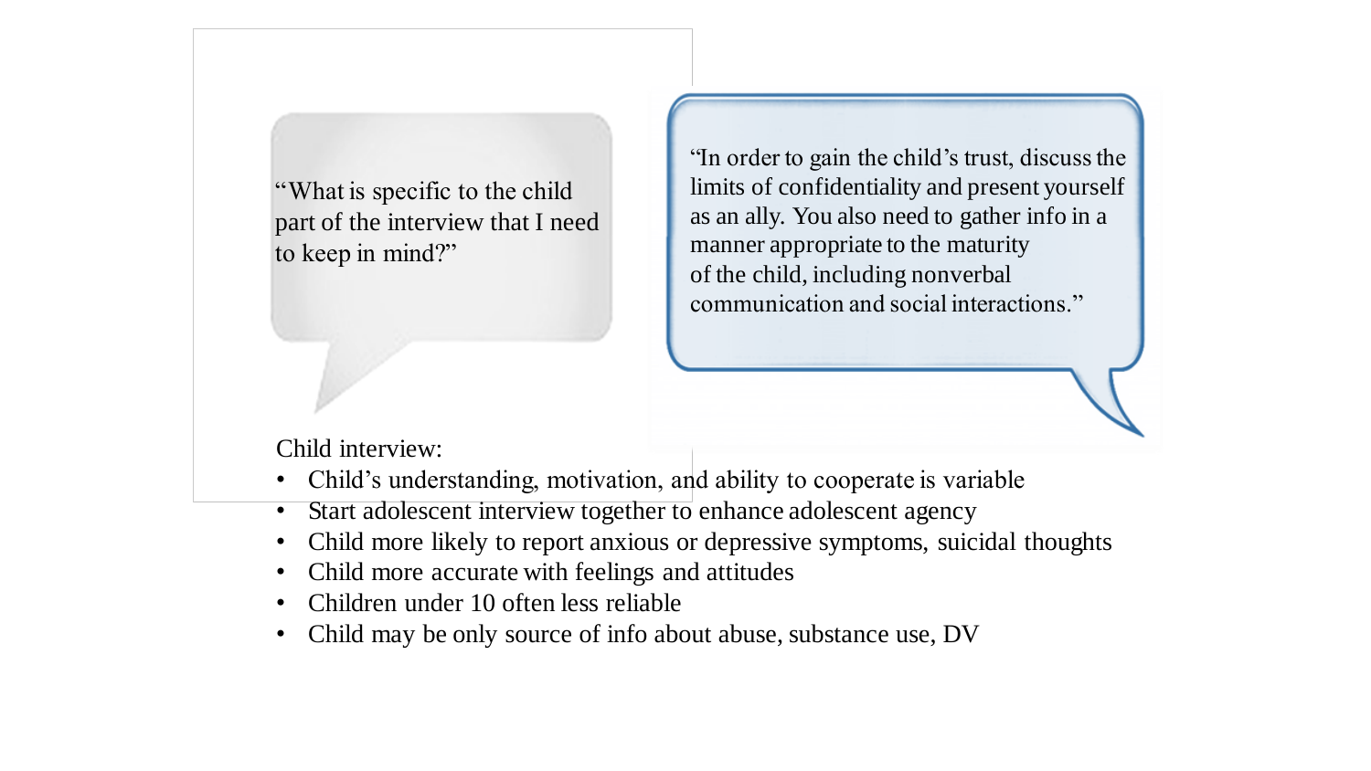"What is specific to the child part of the interview that I need to keep in mind?"

"In order to gain the child's trust, discuss the limits of confidentiality and present yourself as an ally. You also need to gather info in a manner appropriate to the maturity of the child, including nonverbal communication and social interactions."

Child interview:

- Child's understanding, motivation, and ability to cooperate is variable
- Start adolescent interview together to enhance adolescent agency
- Child more likely to report anxious or depressive symptoms, suicidal thoughts
- Child more accurate with feelings and attitudes
- Children under 10 often less reliable
- Child may be only source of info about abuse, substance use, DV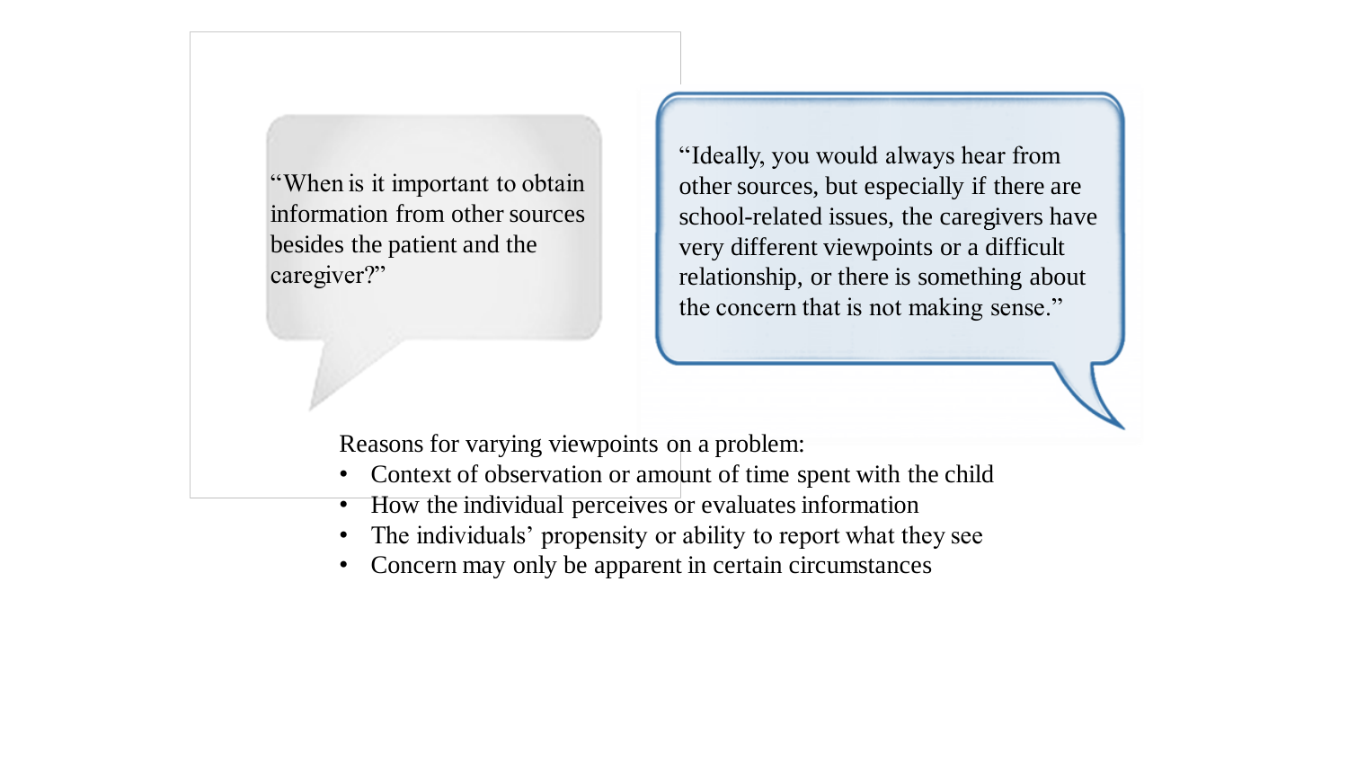"When is it important to obtain information from other sources besides the patient and the caregiver?"

"Ideally, you would always hear from other sources, but especially if there are school-related issues, the caregivers have very different viewpoints or a difficult relationship, or there is something about the concern that is not making sense."

Reasons for varying viewpoints on a problem:

- Context of observation or amount of time spent with the child
- How the individual perceives or evaluates information
- The individuals' propensity or ability to report what they see
- Concern may only be apparent in certain circumstances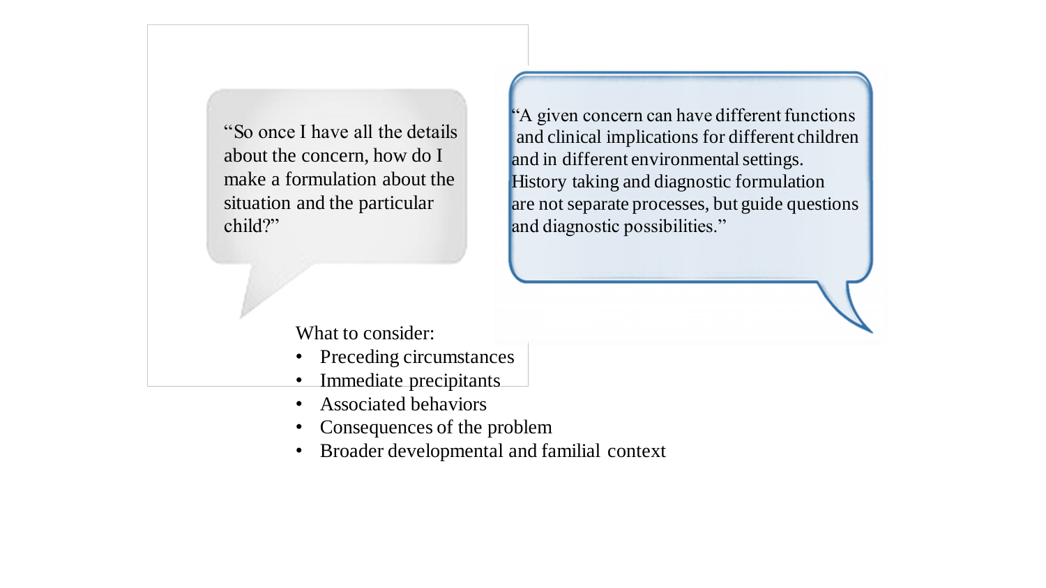"So once I have all the details about the concern, how do I make a formulation about the situation and the particular child?"

"A given concern can have different functions and clinical implications for different children and in different environmental settings. History taking and diagnostic formulation are not separate processes, but guide questions and diagnostic possibilities."

What to consider:

- Preceding circumstances
- Immediate precipitants
- Associated behaviors
- Consequences of the problem
- Broader developmental and familial context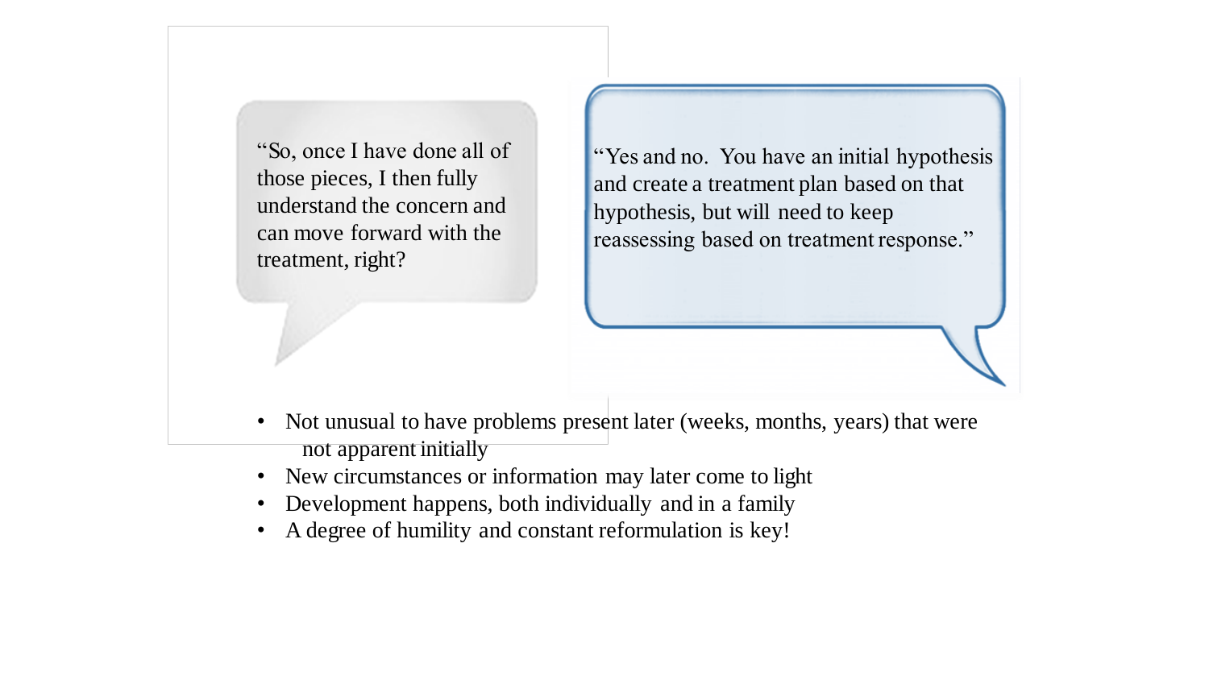"So, once I have done all of those pieces, I then fully understand the concern and can move forward with the treatment, right?

"Yes and no. You have an initial hypothesis and create a treatment plan based on that hypothesis, but will need to keep reassessing based on treatment response."

- Not unusual to have problems present later (weeks, months, years) that were not apparent initially
- New circumstances or information may later come to light
- Development happens, both individually and in a family
- A degree of humility and constant reformulation is key!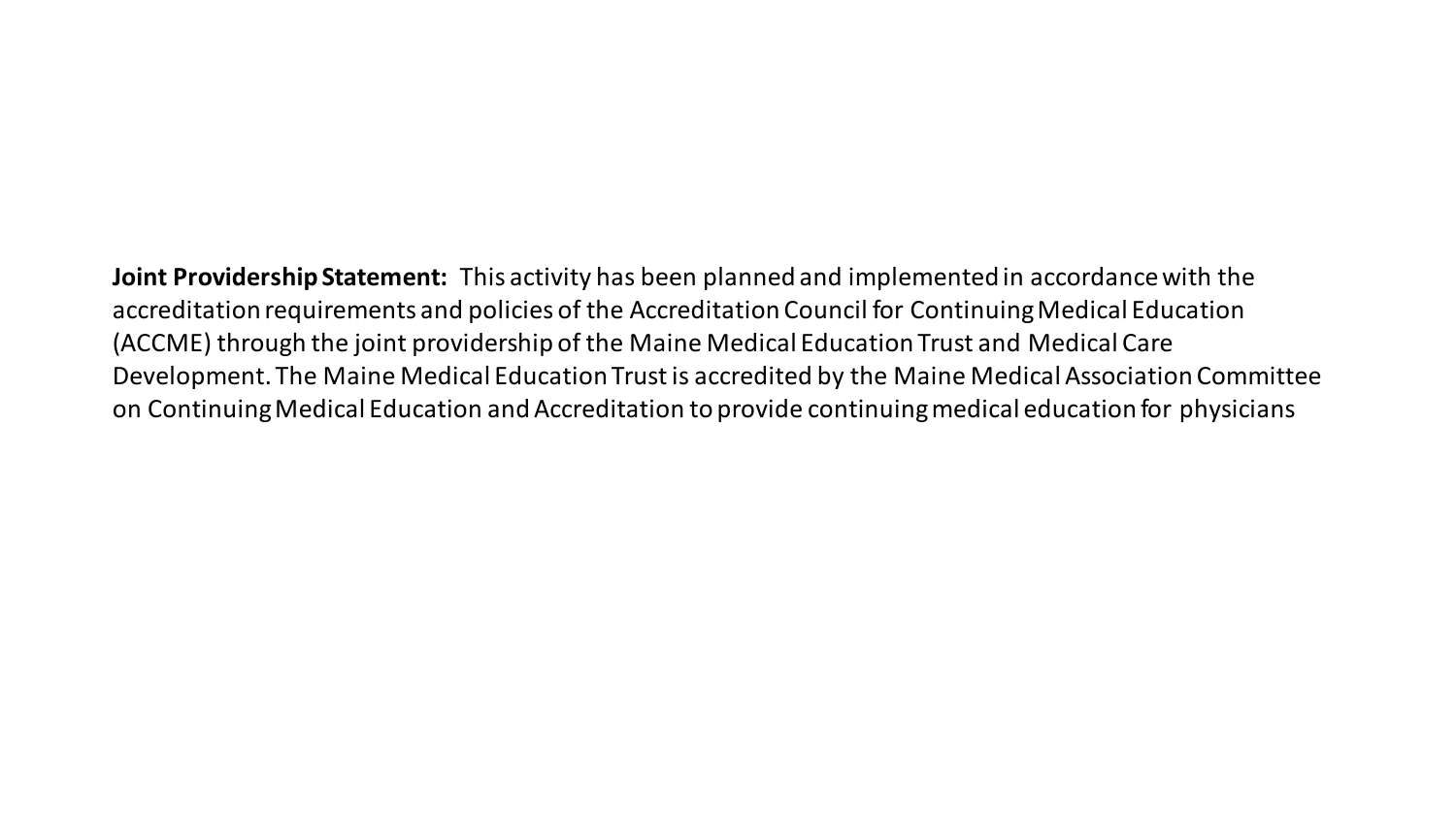**Joint Providership Statement:** This activity has been planned and implemented in accordance with the accreditation requirements and policies of the Accreditation Council for Continuing Medical Education (ACCME) through the joint providership of the Maine Medical Education Trust and Medical Care Development. The Maine Medical Education Trust is accredited by the Maine Medical Association Committee on Continuing Medical Education and Accreditation to provide continuing medical education for physicians